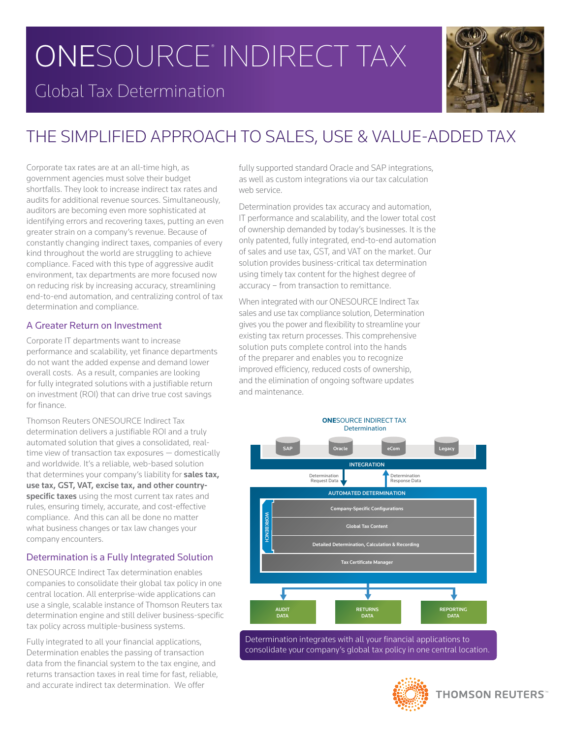# ONESOURCE® INDIRECT TAX

## Global Tax Determination

# THE SIMPLIFIED APPROACH TO SALES, USE & VALUE-ADDED TAX

Corporate tax rates are at an all-time high, as government agencies must solve their budget shortfalls. They look to increase indirect tax rates and audits for additional revenue sources. Simultaneously, auditors are becoming even more sophisticated at identifying errors and recovering taxes, putting an even greater strain on a company's revenue. Because of constantly changing indirect taxes, companies of every kind throughout the world are struggling to achieve compliance. Faced with this type of aggressive audit environment, tax departments are more focused now on reducing risk by increasing accuracy, streamlining end-to-end automation, and centralizing control of tax determination and compliance.

### A Greater Return on Investment

Corporate IT departments want to increase performance and scalability, yet finance departments do not want the added expense and demand lower overall costs. As a result, companies are looking for fully integrated solutions with a justifiable return on investment (ROI) that can drive true cost savings for finance.

Thomson Reuters ONESOURCE Indirect Tax determination delivers a justifiable ROI and a truly automated solution that gives a consolidated, real-time view of transaction tax exposures — domestically and worldwide. It's a reliable, web-based solution that determines your company's liability for **sales tax, use tax, GST, VAT, excise tax, and other country-specific taxes** using the most current tax rates and rules, ensuring timely, accurate, and cost-effective compliance. And this can all be done no matter what business changes or tax law changes your company encounters.

### Determination is a Fully Integrated Solution

ONESOURCE Indirect Tax determination enables companies to consolidate their global tax policy in one central location. All enterprise-wide applications can use a single, scalable instance of Thomson Reuters tax determination engine and still deliver business-specific tax policy across multiple-business systems.

Fully integrated to all your financial applications, Determination enables the passing of transaction data from the financial system to the tax engine, and returns transaction taxes in real time for fast, reliable, and accurate indirect tax determination. We offer fully supported standard Oracle and SAP integrations, as well as custom integrations via our tax calculation web service.

Determination provides tax accuracy and automation, IT performance and scalability, and the lower total cost of ownership demanded by today's businesses. It is the only patented, fully integrated, end-to-end automation of sales and use tax, GST, and VAT on the market. Our solution provides business-critical tax determination using timely tax content for the highest degree of accuracy – from transaction to remittance.

When integrated with our ONESOURCE Indirect Tax sales and use tax compliance solution, Determination gives you the power and flexibility to streamline your existing tax return processes. This comprehensive solution puts complete control into the hands of the preparer and enables you to recognize improved efficiency, reduced costs of ownership, and the elimination of ongoing software updates and maintenance.

**ONESOURCE INDIRECT TAX Determination**

SAP | Oracle | eCom | Legacy

INTEGRATION

Determination Request Data ↓ | ↑ Determination Response Data

AUTOMATED DETERMINATION

WORKBENCH:
- Company-Specific Configurations
- Global Tax Content
- Detailed Determination, Calculation & Recording
- Tax Certificate Manager

AUDIT DATA | RETURNS DATA | REPORTING DATA

Determination integrates with all your financial applications to consolidate your company's global tax policy in one central location.

THOMSON REUTERS™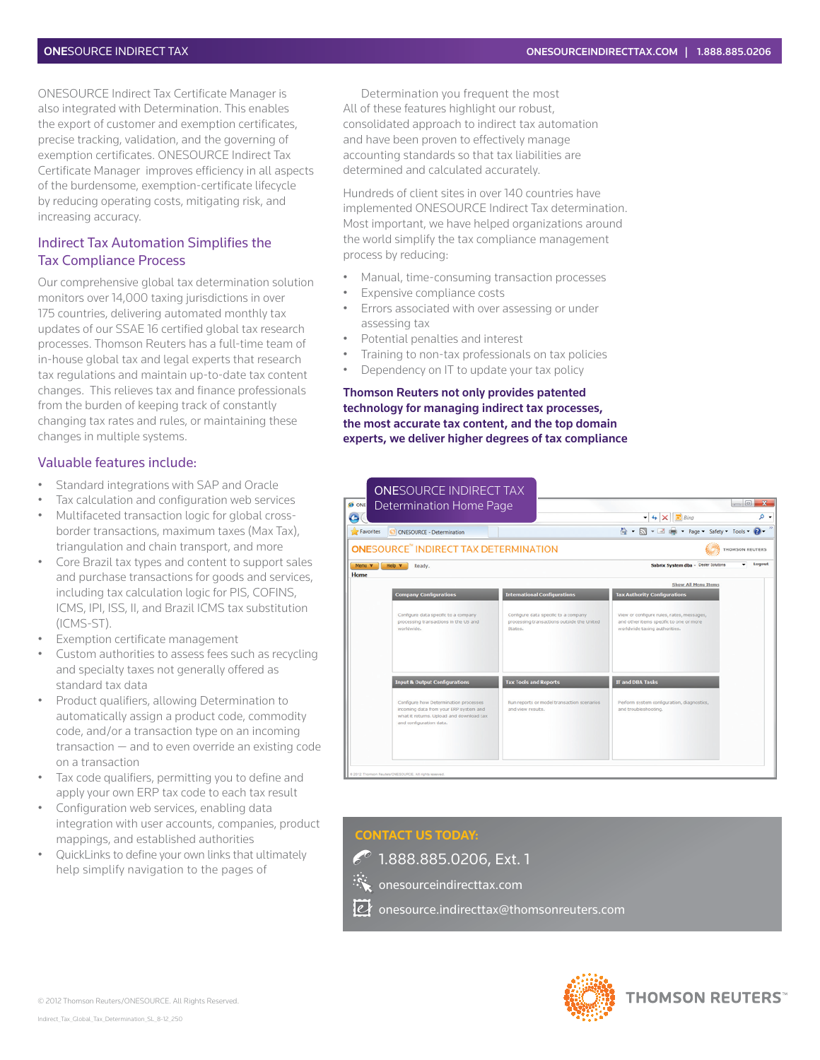ONESOURCE Indirect Tax Certificate Manager is also integrated with Determination. This enables the export of customer and exemption certificates, precise tracking, validation, and the governing of exemption certificates. ONESOURCE Indirect Tax Certificate Manager improves efficiency in all aspects of the burdensome, exemption-certificate lifecycle by reducing operating costs, mitigating risk, and increasing accuracy.

## Indirect Tax Automation Simplifies the Tax Compliance Process

Our comprehensive global tax determination solution monitors over 14,000 taxing jurisdictions in over 175 countries, delivering automated monthly tax updates of our SSAE 16 certified global tax research processes. Thomson Reuters has a full-time team of in-house global tax and legal experts that research tax regulations and maintain up-to-date tax content changes. This relieves tax and finance professionals from the burden of keeping track of constantly changing tax rates and rules, or maintaining these changes in multiple systems.

## Valuable features include:

- Standard integrations with SAP and Oracle
- Tax calculation and configuration web services
- Multifaceted transaction logic for global cross-border transactions, maximum taxes (Max Tax), triangulation and chain transport, and more
- Core Brazil tax types and content to support sales and purchase transactions for goods and services, including tax calculation logic for PIS, COFINS, ICMS, IPI, ISS, II, and Brazil ICMS tax substitution (ICMS-ST).
- Exemption certificate management
- Custom authorities to assess fees such as recycling and specialty taxes not generally offered as standard tax data
- Product qualifiers, allowing Determination to automatically assign a product code, commodity code, and/or a transaction type on an incoming transaction — and to even override an existing code on a transaction
- Tax code qualifiers, permitting you to define and apply your own ERP tax code to each tax result
- Configuration web services, enabling data integration with user accounts, companies, product mappings, and established authorities
- QuickLinks to define your own links that ultimately help simplify navigation to the pages of Determination you frequent the most

All of these features highlight our robust, consolidated approach to indirect tax automation and have been proven to effectively manage accounting standards so that tax liabilities are determined and calculated accurately.

Hundreds of client sites in over 140 countries have implemented ONESOURCE Indirect Tax determination. Most important, we have helped organizations around the world simplify the tax compliance management process by reducing:

- Manual, time-consuming transaction processes
- Expensive compliance costs
- Errors associated with over assessing or under assessing tax
- Potential penalties and interest
- Training to non-tax professionals on tax policies
- Dependency on IT to update your tax policy

**Thomson Reuters not only provides patented technology for managing indirect tax processes, the most accurate tax content, and the top domain experts, we deliver higher degrees of tax compliance**

ONESOURCE INDIRECT TAX
Determination Home Page

**CONTACT US TODAY:**

1.888.885.0206, Ext. 1

onesourceindirecttax.com

onesource.indirecttax@thomsonreuters.com

© 2012 Thomson Reuters/ONESOURCE. All Rights Reserved.

Indirect_Tax_Global_Tax_Determination_SL_8-12_250

THOMSON REUTERS™